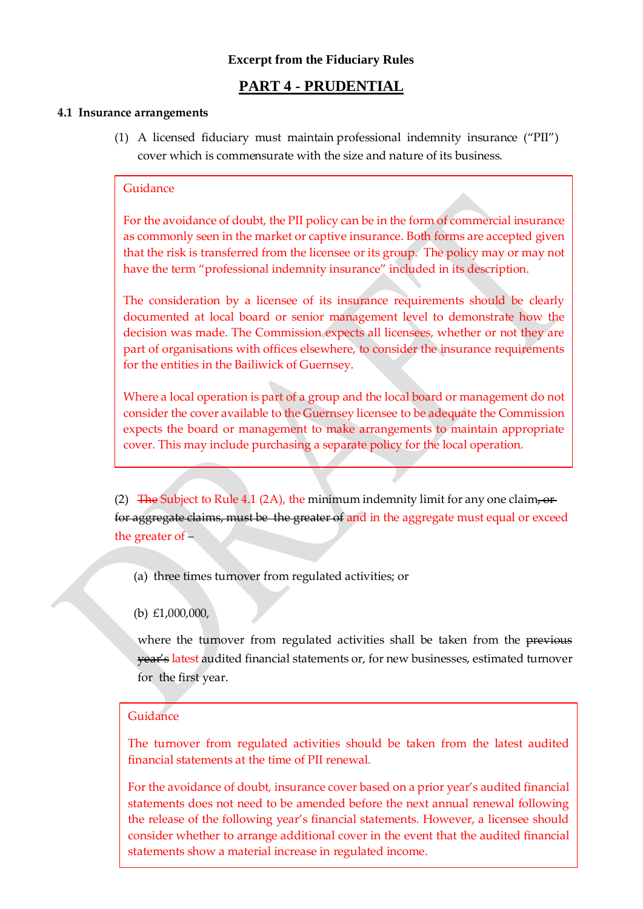**Excerpt from the Fiduciary Rules**

## PART 4 - PRUDENTIAL

**4.1 Insurance arrangements**

(1) A licensed fiduciary must maintain professional indemnity insurance ("PII") cover which is commensurate with the size and nature of its business.

> Guidance
>
> For the avoidance of doubt, the PII policy can be in the form of commercial insurance as commonly seen in the market or captive insurance. Both forms are accepted given that the risk is transferred from the licensee or its group. The policy may or may not have the term "professional indemnity insurance" included in its description.
>
> The consideration by a licensee of its insurance requirements should be clearly documented at local board or senior management level to demonstrate how the decision was made. The Commission expects all licensees, whether or not they are part of organisations with offices elsewhere, to consider the insurance requirements for the entities in the Bailiwick of Guernsey.
>
> Where a local operation is part of a group and the local board or management do not consider the cover available to the Guernsey licensee to be adequate the Commission expects the board or management to make arrangements to maintain appropriate cover. This may include purchasing a separate policy for the local operation.

(2) ~~The~~ Subject to Rule 4.1 (2A), the minimum indemnity limit for any one claim~~, or for aggregate claims, must be the greater of~~ and in the aggregate must equal or exceed the greater of –

(a) three times turnover from regulated activities; or

(b) £1,000,000,

where the turnover from regulated activities shall be taken from the ~~previous year's~~ latest audited financial statements or, for new businesses, estimated turnover for the first year.

> Guidance
>
> The turnover from regulated activities should be taken from the latest audited financial statements at the time of PII renewal.
>
> For the avoidance of doubt, insurance cover based on a prior year's audited financial statements does not need to be amended before the next annual renewal following the release of the following year's financial statements. However, a licensee should consider whether to arrange additional cover in the event that the audited financial statements show a material increase in regulated income.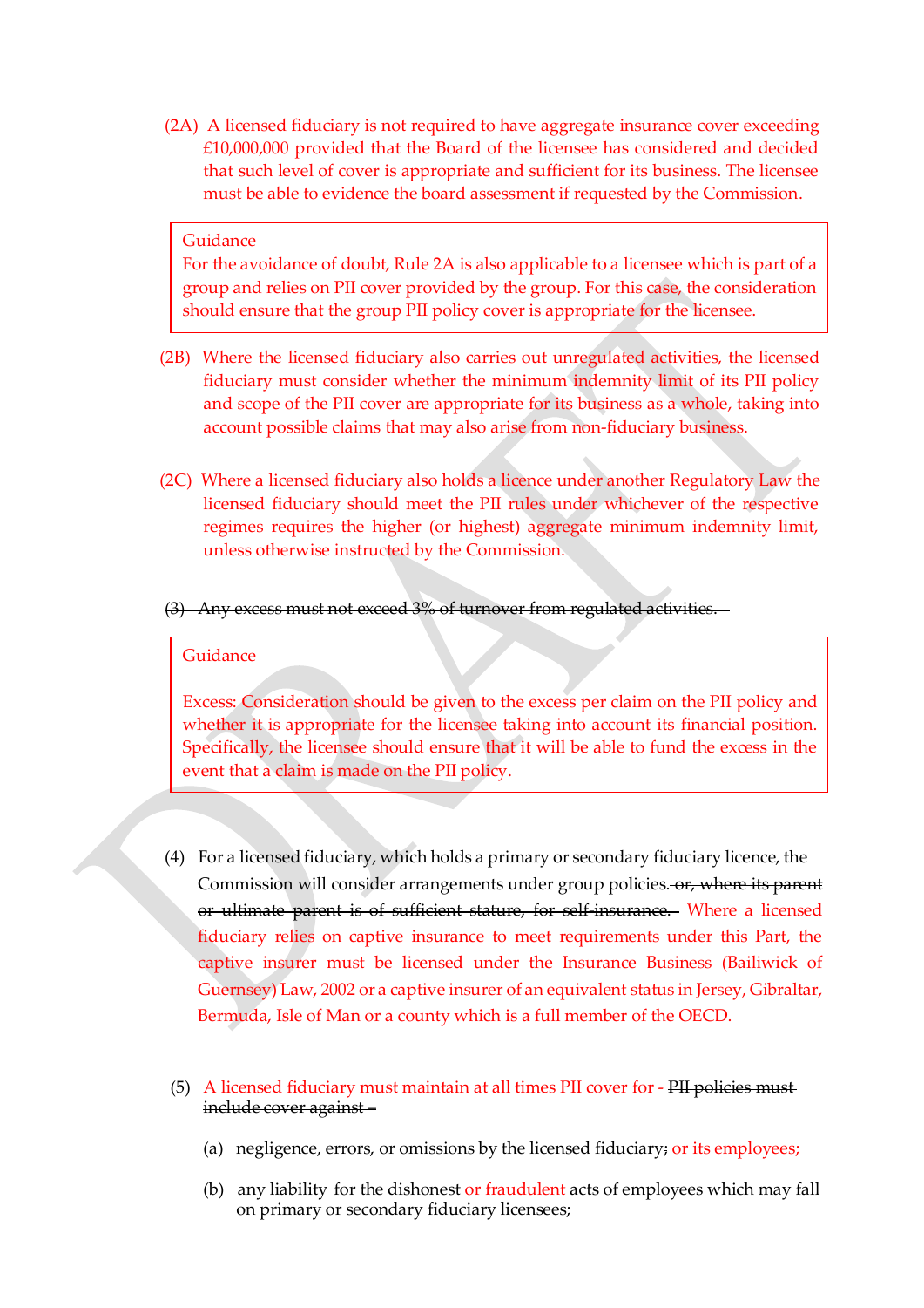(2A) A licensed fiduciary is not required to have aggregate insurance cover exceeding £10,000,000 provided that the Board of the licensee has considered and decided that such level of cover is appropriate and sufficient for its business. The licensee must be able to evidence the board assessment if requested by the Commission.

> Guidance
>
> For the avoidance of doubt, Rule 2A is also applicable to a licensee which is part of a group and relies on PII cover provided by the group. For this case, the consideration should ensure that the group PII policy cover is appropriate for the licensee.

(2B) Where the licensed fiduciary also carries out unregulated activities, the licensed fiduciary must consider whether the minimum indemnity limit of its PII policy and scope of the PII cover are appropriate for its business as a whole, taking into account possible claims that may also arise from non-fiduciary business.

(2C) Where a licensed fiduciary also holds a licence under another Regulatory Law the licensed fiduciary should meet the PII rules under whichever of the respective regimes requires the higher (or highest) aggregate minimum indemnity limit, unless otherwise instructed by the Commission.

~~(3) Any excess must not exceed 3% of turnover from regulated activities.~~

> Guidance
>
> Excess: Consideration should be given to the excess per claim on the PII policy and whether it is appropriate for the licensee taking into account its financial position. Specifically, the licensee should ensure that it will be able to fund the excess in the event that a claim is made on the PII policy.

(4) For a licensed fiduciary, which holds a primary or secondary fiduciary licence, the Commission will consider arrangements under group policies. ~~or, where its parent or ultimate parent is of sufficient stature, for self-insurance.~~ Where a licensed fiduciary relies on captive insurance to meet requirements under this Part, the captive insurer must be licensed under the Insurance Business (Bailiwick of Guernsey) Law, 2002 or a captive insurer of an equivalent status in Jersey, Gibraltar, Bermuda, Isle of Man or a county which is a full member of the OECD.

(5) A licensed fiduciary must maintain at all times PII cover for - ~~PII policies must include cover against –~~

(a) negligence, errors, or omissions by the licensed fiduciary~~;~~ or its employees;

(b) any liability for the dishonest or fraudulent acts of employees which may fall on primary or secondary fiduciary licensees;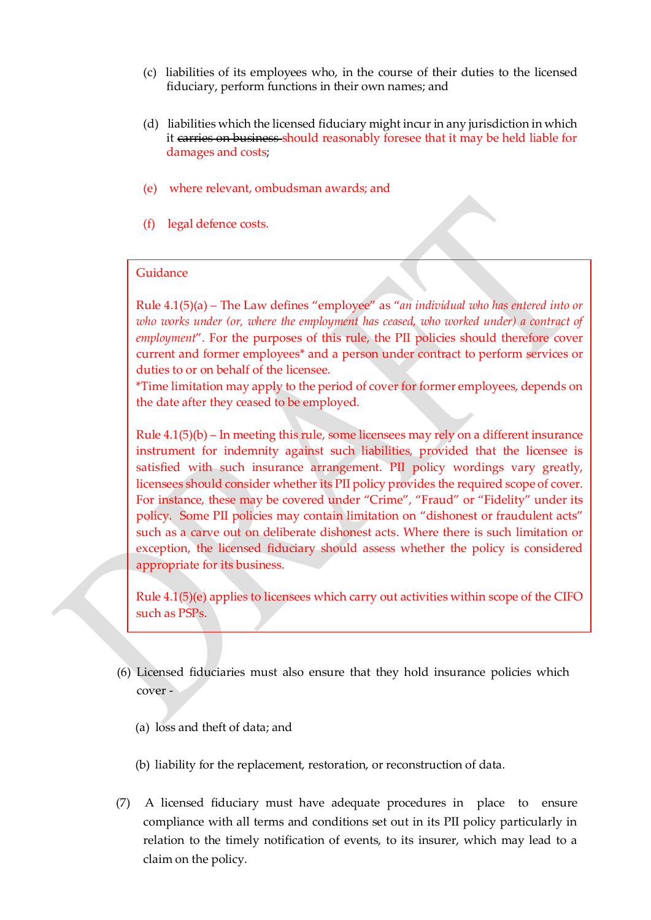(c) liabilities of its employees who, in the course of their duties to the licensed fiduciary, perform functions in their own names; and

(d) liabilities which the licensed fiduciary might incur in any jurisdiction in which it ~~carries on business~~ should reasonably foresee that it may be held liable for damages and costs;

(e) where relevant, ombudsman awards; and

(f) legal defence costs.

> Guidance
>
> Rule 4.1(5)(a) – The Law defines "employee" as "*an individual who has entered into or who works under (or, where the employment has ceased, who worked under) a contract of employment*". For the purposes of this rule, the PII policies should therefore cover current and former employees* and a person under contract to perform services or duties to or on behalf of the licensee.
> *Time limitation may apply to the period of cover for former employees, depends on the date after they ceased to be employed.
>
> Rule 4.1(5)(b) – In meeting this rule, some licensees may rely on a different insurance instrument for indemnity against such liabilities, provided that the licensee is satisfied with such insurance arrangement. PII policy wordings vary greatly, licensees should consider whether its PII policy provides the required scope of cover. For instance, these may be covered under "Crime", "Fraud" or "Fidelity" under its policy. Some PII policies may contain limitation on "dishonest or fraudulent acts" such as a carve out on deliberate dishonest acts. Where there is such limitation or exception, the licensed fiduciary should assess whether the policy is considered appropriate for its business.
>
> Rule 4.1(5)(e) applies to licensees which carry out activities within scope of the CIFO such as PSPs.

(6) Licensed fiduciaries must also ensure that they hold insurance policies which cover -

(a) loss and theft of data; and

(b) liability for the replacement, restoration, or reconstruction of data.

(7) A licensed fiduciary must have adequate procedures in place to ensure compliance with all terms and conditions set out in its PII policy particularly in relation to the timely notification of events, to its insurer, which may lead to a claim on the policy.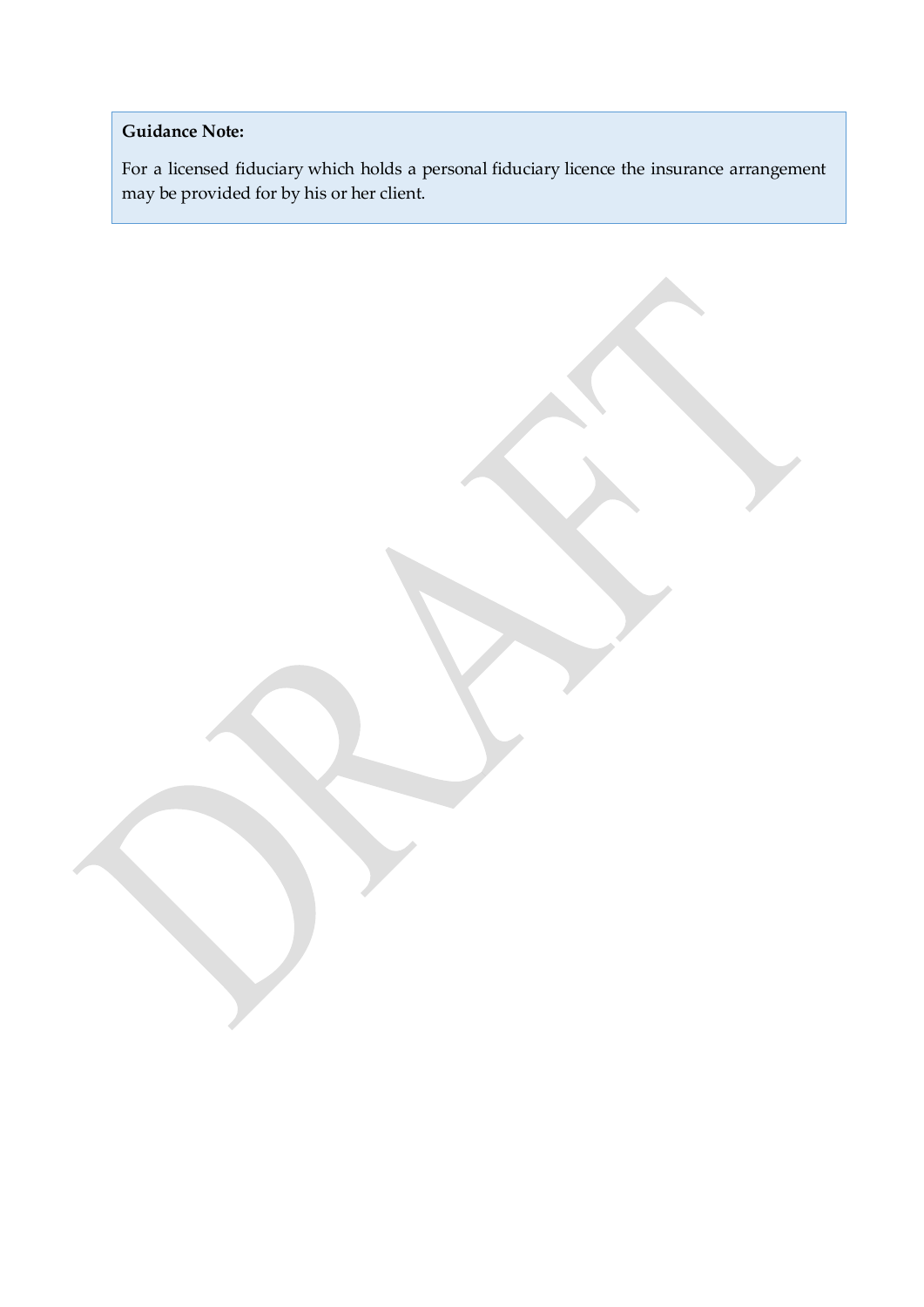**Guidance Note:**

For a licensed fiduciary which holds a personal fiduciary licence the insurance arrangement may be provided for by his or her client.